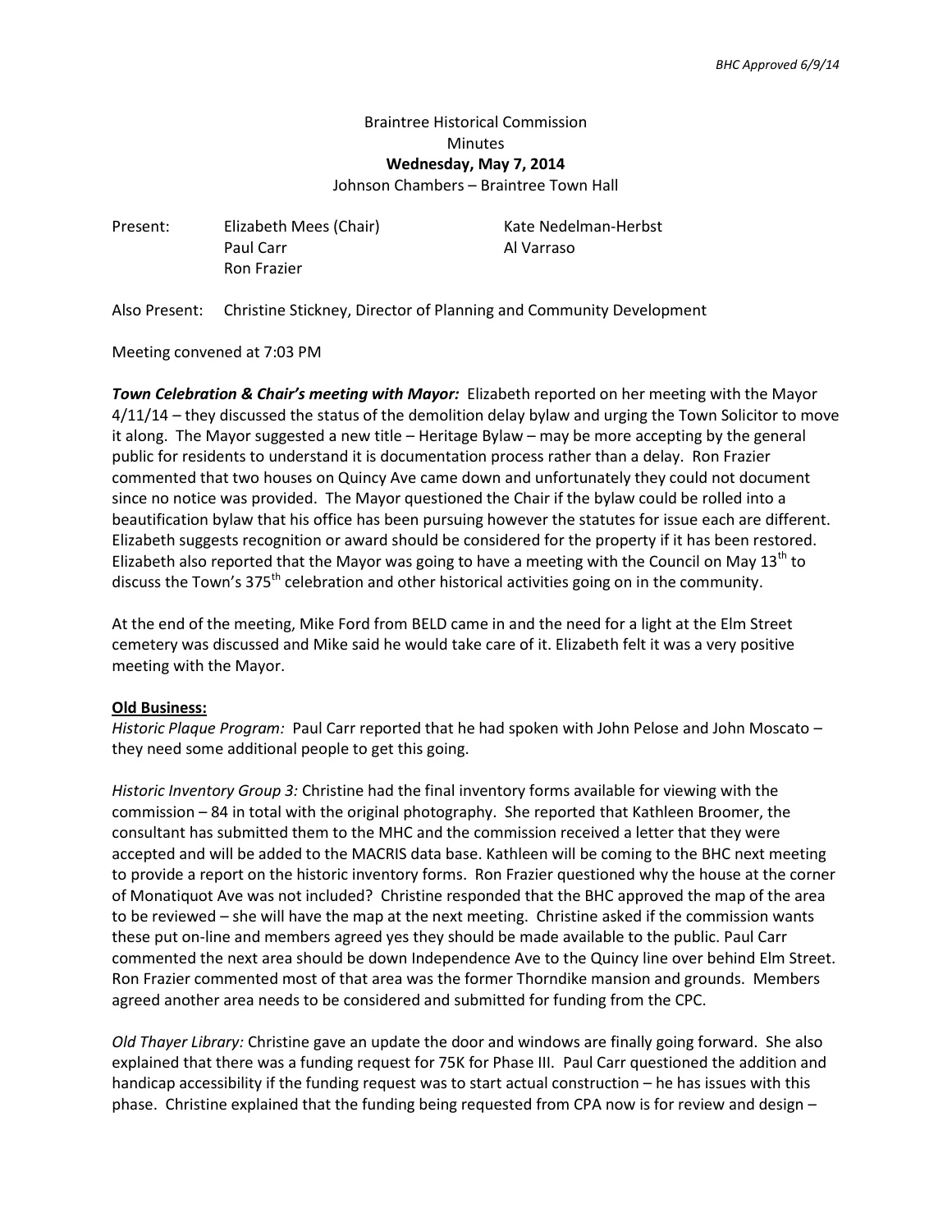*BHC Approved 6/9/14*

Braintree Historical Commission
Minutes
**Wednesday, May 7, 2014**
Johnson Chambers – Braintree Town Hall

Present: Elizabeth Mees (Chair), Paul Carr, Ron Frazier, Kate Nedelman-Herbst, Al Varraso

Also Present: Christine Stickney, Director of Planning and Community Development

Meeting convened at 7:03 PM

***Town Celebration & Chair's meeting with Mayor:*** Elizabeth reported on her meeting with the Mayor 4/11/14 – they discussed the status of the demolition delay bylaw and urging the Town Solicitor to move it along. The Mayor suggested a new title – Heritage Bylaw – may be more accepting by the general public for residents to understand it is documentation process rather than a delay. Ron Frazier commented that two houses on Quincy Ave came down and unfortunately they could not document since no notice was provided. The Mayor questioned the Chair if the bylaw could be rolled into a beautification bylaw that his office has been pursuing however the statutes for issue each are different. Elizabeth suggests recognition or award should be considered for the property if it has been restored. Elizabeth also reported that the Mayor was going to have a meeting with the Council on May 13th to discuss the Town's 375th celebration and other historical activities going on in the community.

At the end of the meeting, Mike Ford from BELD came in and the need for a light at the Elm Street cemetery was discussed and Mike said he would take care of it. Elizabeth felt it was a very positive meeting with the Mayor.

**Old Business:**

*Historic Plaque Program:* Paul Carr reported that he had spoken with John Pelose and John Moscato – they need some additional people to get this going.

*Historic Inventory Group 3:* Christine had the final inventory forms available for viewing with the commission – 84 in total with the original photography. She reported that Kathleen Broomer, the consultant has submitted them to the MHC and the commission received a letter that they were accepted and will be added to the MACRIS data base. Kathleen will be coming to the BHC next meeting to provide a report on the historic inventory forms. Ron Frazier questioned why the house at the corner of Monatiquot Ave was not included? Christine responded that the BHC approved the map of the area to be reviewed – she will have the map at the next meeting. Christine asked if the commission wants these put on-line and members agreed yes they should be made available to the public. Paul Carr commented the next area should be down Independence Ave to the Quincy line over behind Elm Street. Ron Frazier commented most of that area was the former Thorndike mansion and grounds. Members agreed another area needs to be considered and submitted for funding from the CPC.

*Old Thayer Library:* Christine gave an update the door and windows are finally going forward. She also explained that there was a funding request for 75K for Phase III. Paul Carr questioned the addition and handicap accessibility if the funding request was to start actual construction – he has issues with this phase. Christine explained that the funding being requested from CPA now is for review and design –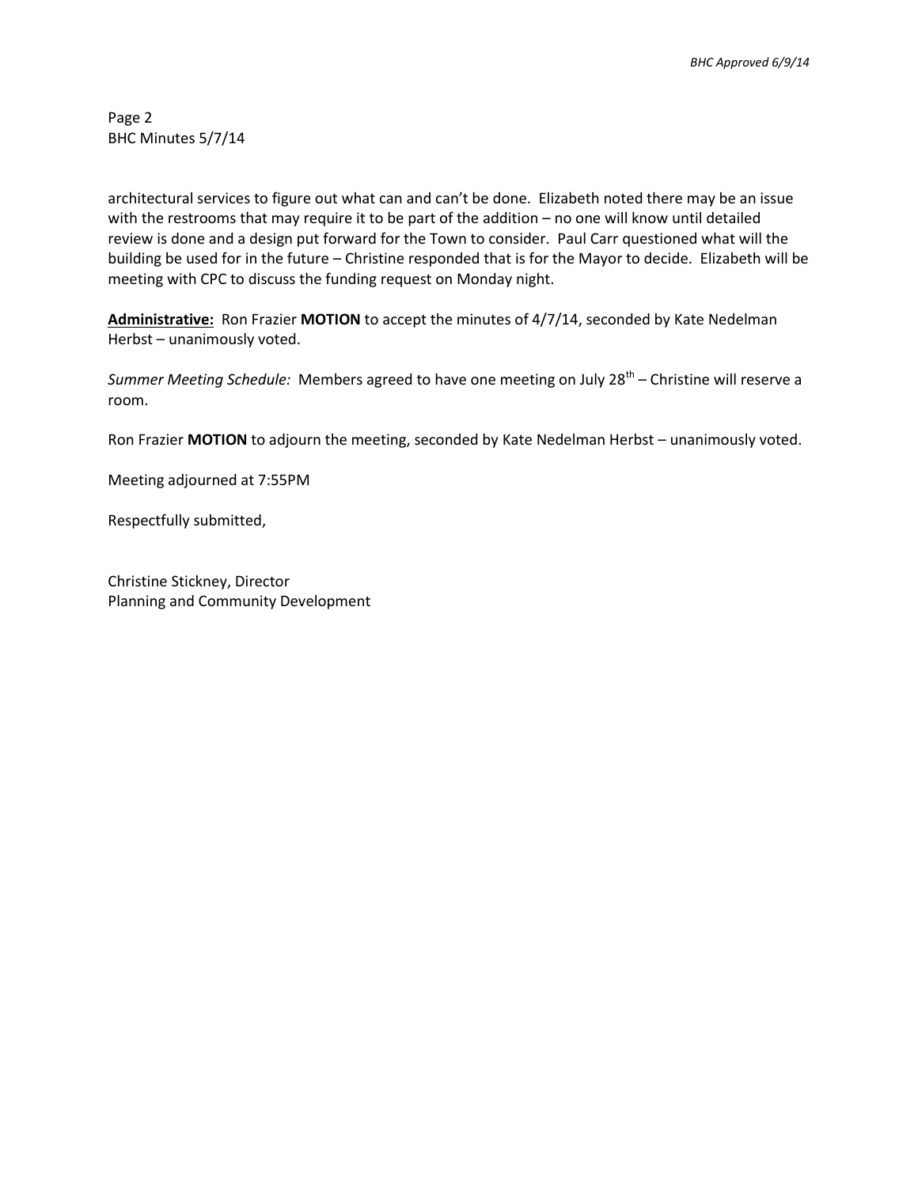architectural services to figure out what can and can't be done. Elizabeth noted there may be an issue with the restrooms that may require it to be part of the addition – no one will know until detailed review is done and a design put forward for the Town to consider. Paul Carr questioned what will the building be used for in the future – Christine responded that is for the Mayor to decide. Elizabeth will be meeting with CPC to discuss the funding request on Monday night.

**Administrative:** Ron Frazier **MOTION** to accept the minutes of 4/7/14, seconded by Kate Nedelman Herbst – unanimously voted.

*Summer Meeting Schedule:* Members agreed to have one meeting on July 28th – Christine will reserve a room.

Ron Frazier **MOTION** to adjourn the meeting, seconded by Kate Nedelman Herbst – unanimously voted.

Meeting adjourned at 7:55PM

Respectfully submitted,

Christine Stickney, Director
Planning and Community Development